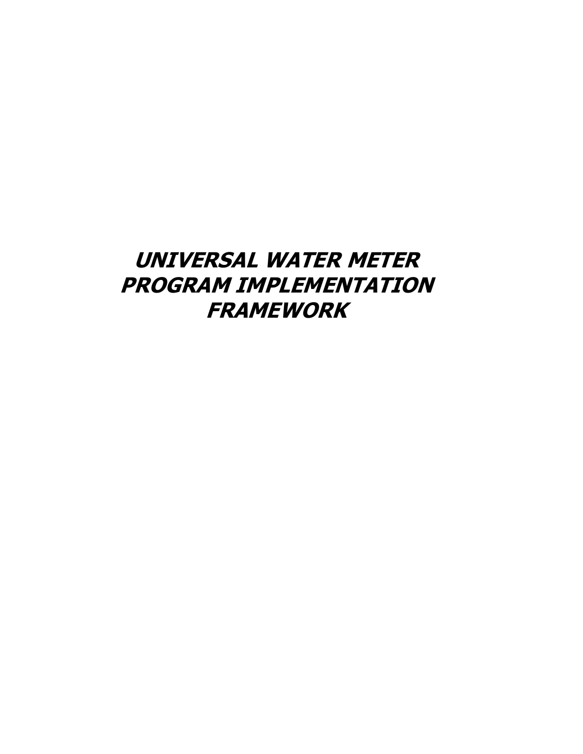# ***UNIVERSAL WATER METER PROGRAM IMPLEMENTATION FRAMEWORK***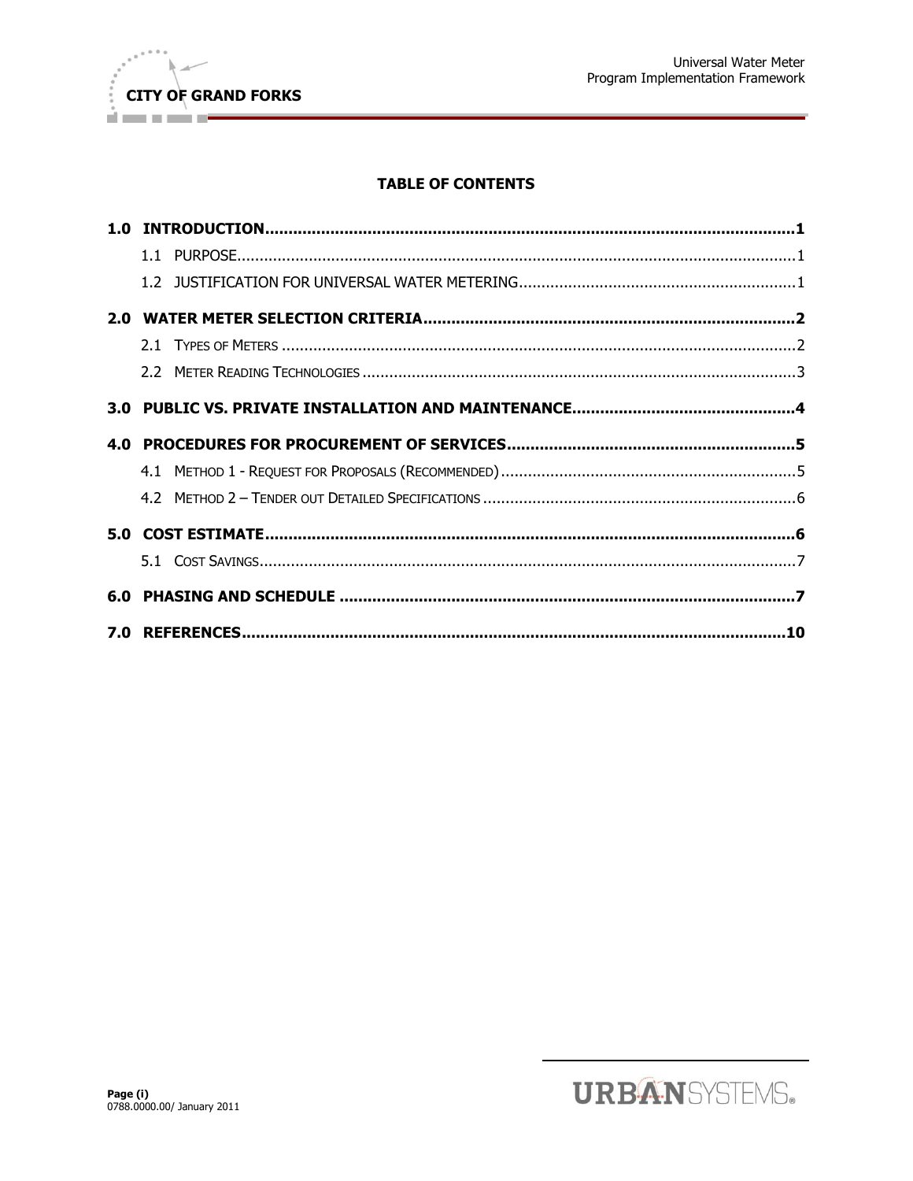## TABLE OF CONTENTS

**1.0 INTRODUCTION** ... **1**

- 1.1 PURPOSE ... 1
- 1.2 JUSTIFICATION FOR UNIVERSAL WATER METERING ... 1

**2.0 WATER METER SELECTION CRITERIA** ... **2**

- 2.1 TYPES OF METERS ... 2
- 2.2 METER READING TECHNOLOGIES ... 3

**3.0 PUBLIC VS. PRIVATE INSTALLATION AND MAINTENANCE** ... **4**

**4.0 PROCEDURES FOR PROCUREMENT OF SERVICES** ... **5**

- 4.1 METHOD 1 - REQUEST FOR PROPOSALS (RECOMMENDED) ... 5
- 4.2 METHOD 2 – TENDER OUT DETAILED SPECIFICATIONS ... 6

**5.0 COST ESTIMATE** ... **6**

- 5.1 COST SAVINGS ... 7

**6.0 PHASING AND SCHEDULE** ... **7**

**7.0 REFERENCES** ... **10**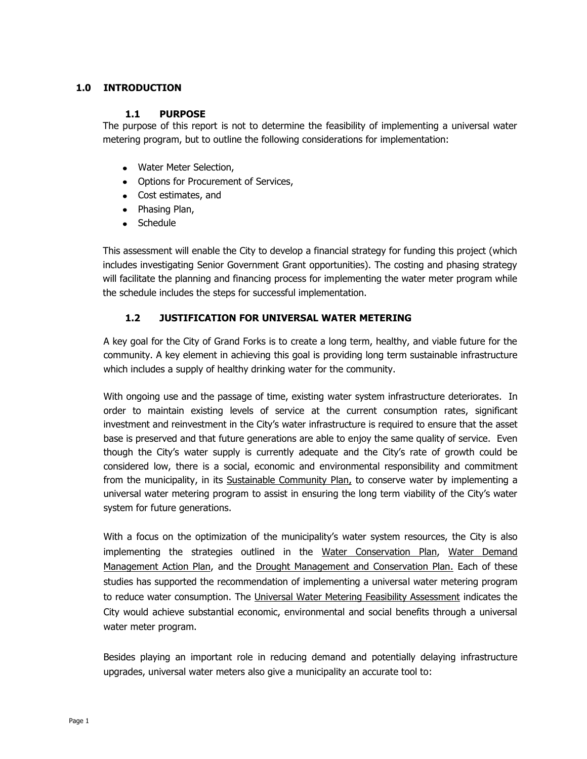# 1.0 INTRODUCTION

## 1.1 PURPOSE

The purpose of this report is not to determine the feasibility of implementing a universal water metering program, but to outline the following considerations for implementation:

- Water Meter Selection,
- Options for Procurement of Services,
- Cost estimates, and
- Phasing Plan,
- Schedule

This assessment will enable the City to develop a financial strategy for funding this project (which includes investigating Senior Government Grant opportunities). The costing and phasing strategy will facilitate the planning and financing process for implementing the water meter program while the schedule includes the steps for successful implementation.

## 1.2 JUSTIFICATION FOR UNIVERSAL WATER METERING

A key goal for the City of Grand Forks is to create a long term, healthy, and viable future for the community. A key element in achieving this goal is providing long term sustainable infrastructure which includes a supply of healthy drinking water for the community.

With ongoing use and the passage of time, existing water system infrastructure deteriorates. In order to maintain existing levels of service at the current consumption rates, significant investment and reinvestment in the City's water infrastructure is required to ensure that the asset base is preserved and that future generations are able to enjoy the same quality of service. Even though the City's water supply is currently adequate and the City's rate of growth could be considered low, there is a social, economic and environmental responsibility and commitment from the municipality, in its Sustainable Community Plan, to conserve water by implementing a universal water metering program to assist in ensuring the long term viability of the City's water system for future generations.

With a focus on the optimization of the municipality's water system resources, the City is also implementing the strategies outlined in the Water Conservation Plan, Water Demand Management Action Plan, and the Drought Management and Conservation Plan. Each of these studies has supported the recommendation of implementing a universal water metering program to reduce water consumption. The Universal Water Metering Feasibility Assessment indicates the City would achieve substantial economic, environmental and social benefits through a universal water meter program.

Besides playing an important role in reducing demand and potentially delaying infrastructure upgrades, universal water meters also give a municipality an accurate tool to: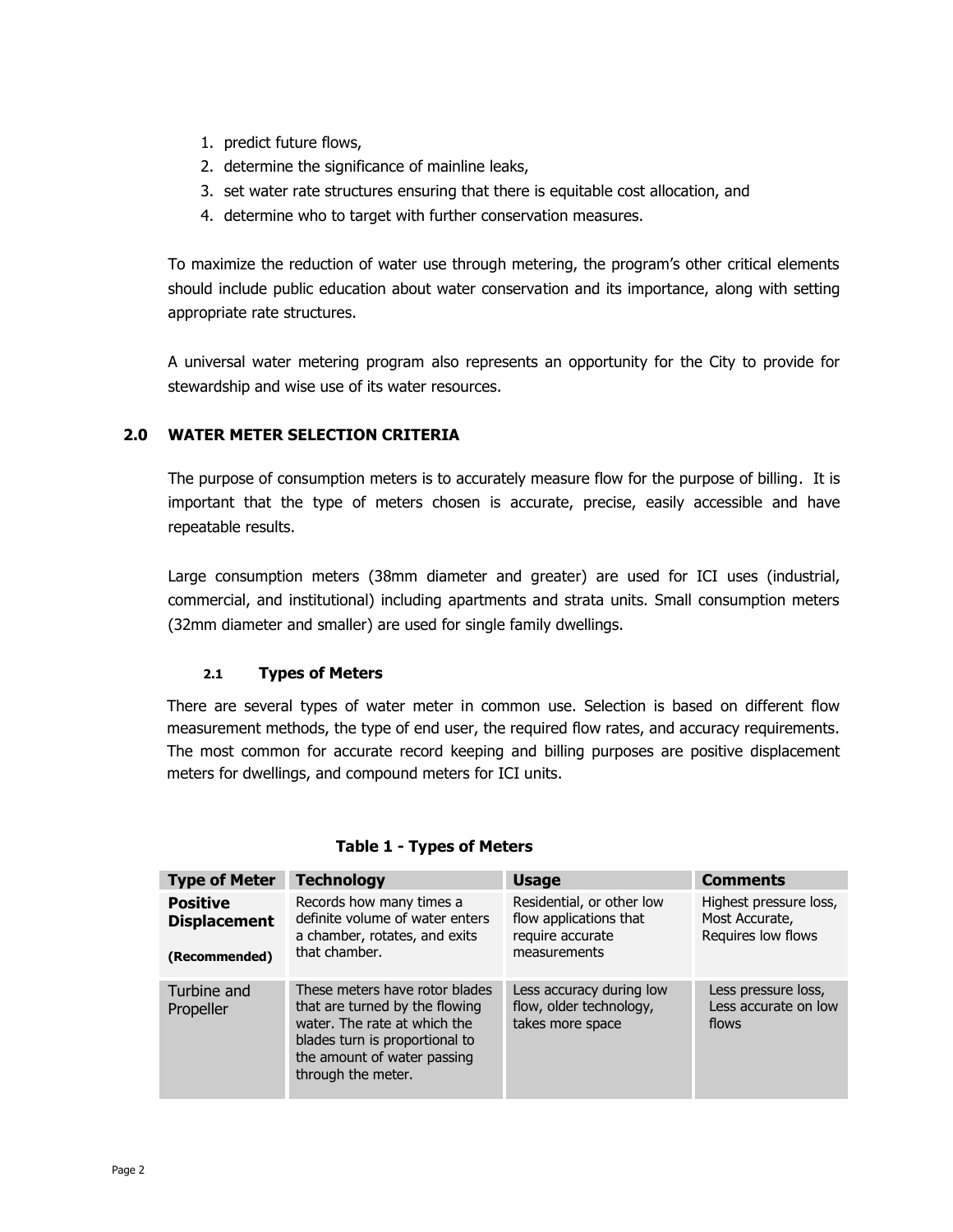1. predict future flows,
2. determine the significance of mainline leaks,
3. set water rate structures ensuring that there is equitable cost allocation, and
4. determine who to target with further conservation measures.

To maximize the reduction of water use through metering, the program's other critical elements should include public education about water conservation and its importance, along with setting appropriate rate structures.

A universal water metering program also represents an opportunity for the City to provide for stewardship and wise use of its water resources.

## 2.0 WATER METER SELECTION CRITERIA

The purpose of consumption meters is to accurately measure flow for the purpose of billing. It is important that the type of meters chosen is accurate, precise, easily accessible and have repeatable results.

Large consumption meters (38mm diameter and greater) are used for ICI uses (industrial, commercial, and institutional) including apartments and strata units. Small consumption meters (32mm diameter and smaller) are used for single family dwellings.

### 2.1 Types of Meters

There are several types of water meter in common use. Selection is based on different flow measurement methods, the type of end user, the required flow rates, and accuracy requirements. The most common for accurate record keeping and billing purposes are positive displacement meters for dwellings, and compound meters for ICI units.

**Table 1 - Types of Meters**

| Type of Meter | Technology | Usage | Comments |
|---|---|---|---|
| **Positive Displacement** **(Recommended)** | Records how many times a definite volume of water enters a chamber, rotates, and exits that chamber. | Residential, or other low flow applications that require accurate measurements | Highest pressure loss, Most Accurate, Requires low flows |
| Turbine and Propeller | These meters have rotor blades that are turned by the flowing water. The rate at which the blades turn is proportional to the amount of water passing through the meter. | Less accuracy during low flow, older technology, takes more space | Less pressure loss, Less accurate on low flows |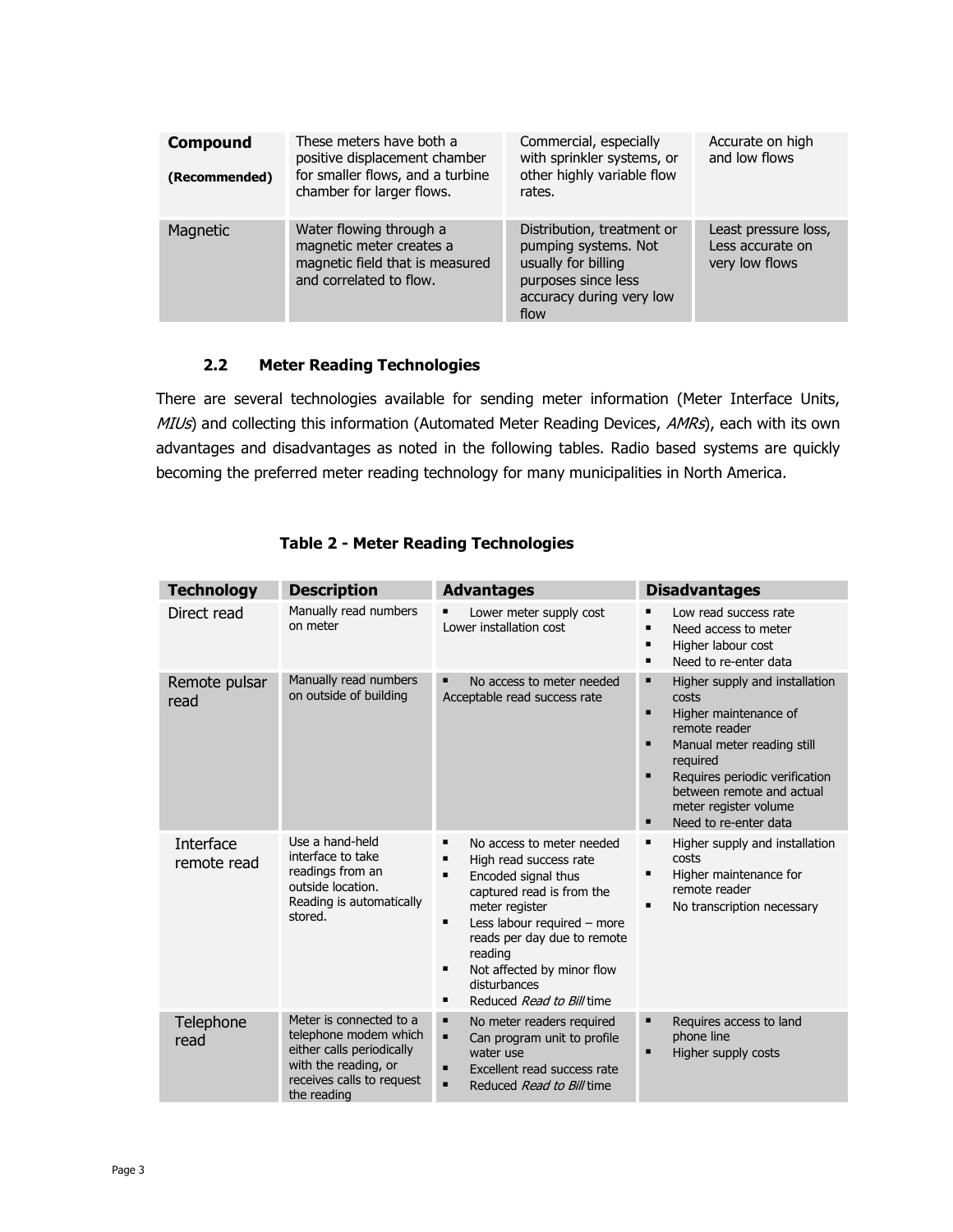| | | | |
|---|---|---|---|
| **Compound** **(Recommended)** | These meters have both a positive displacement chamber for smaller flows, and a turbine chamber for larger flows. | Commercial, especially with sprinkler systems, or other highly variable flow rates. | Accurate on high and low flows |
| Magnetic | Water flowing through a magnetic meter creates a magnetic field that is measured and correlated to flow. | Distribution, treatment or pumping systems. Not usually for billing purposes since less accuracy during very low flow | Least pressure loss, Less accurate on very low flows |

### 2.2 Meter Reading Technologies

There are several technologies available for sending meter information (Meter Interface Units, *MIUs*) and collecting this information (Automated Meter Reading Devices, *AMRs*), each with its own advantages and disadvantages as noted in the following tables. Radio based systems are quickly becoming the preferred meter reading technology for many municipalities in North America.

**Table 2 - Meter Reading Technologies**

| Technology | Description | Advantages | Disadvantages |
|---|---|---|---|
| Direct read | Manually read numbers on meter | ▪ Lower meter supply cost<br>Lower installation cost | ▪ Low read success rate<br>▪ Need access to meter<br>▪ Higher labour cost<br>▪ Need to re-enter data |
| Remote pulsar read | Manually read numbers on outside of building | ▪ No access to meter needed<br>Acceptable read success rate | ▪ Higher supply and installation costs<br>▪ Higher maintenance of remote reader<br>▪ Manual meter reading still required<br>▪ Requires periodic verification between remote and actual meter register volume<br>▪ Need to re-enter data |
| Interface remote read | Use a hand-held interface to take readings from an outside location. Reading is automatically stored. | ▪ No access to meter needed<br>▪ High read success rate<br>▪ Encoded signal thus captured read is from the meter register<br>▪ Less labour required – more reads per day due to remote reading<br>▪ Not affected by minor flow disturbances<br>▪ Reduced *Read to Bill* time | ▪ Higher supply and installation costs<br>▪ Higher maintenance for remote reader<br>▪ No transcription necessary |
| Telephone read | Meter is connected to a telephone modem which either calls periodically with the reading, or receives calls to request the reading | ▪ No meter readers required<br>▪ Can program unit to profile water use<br>▪ Excellent read success rate<br>▪ Reduced *Read to Bill* time | ▪ Requires access to land phone line<br>▪ Higher supply costs |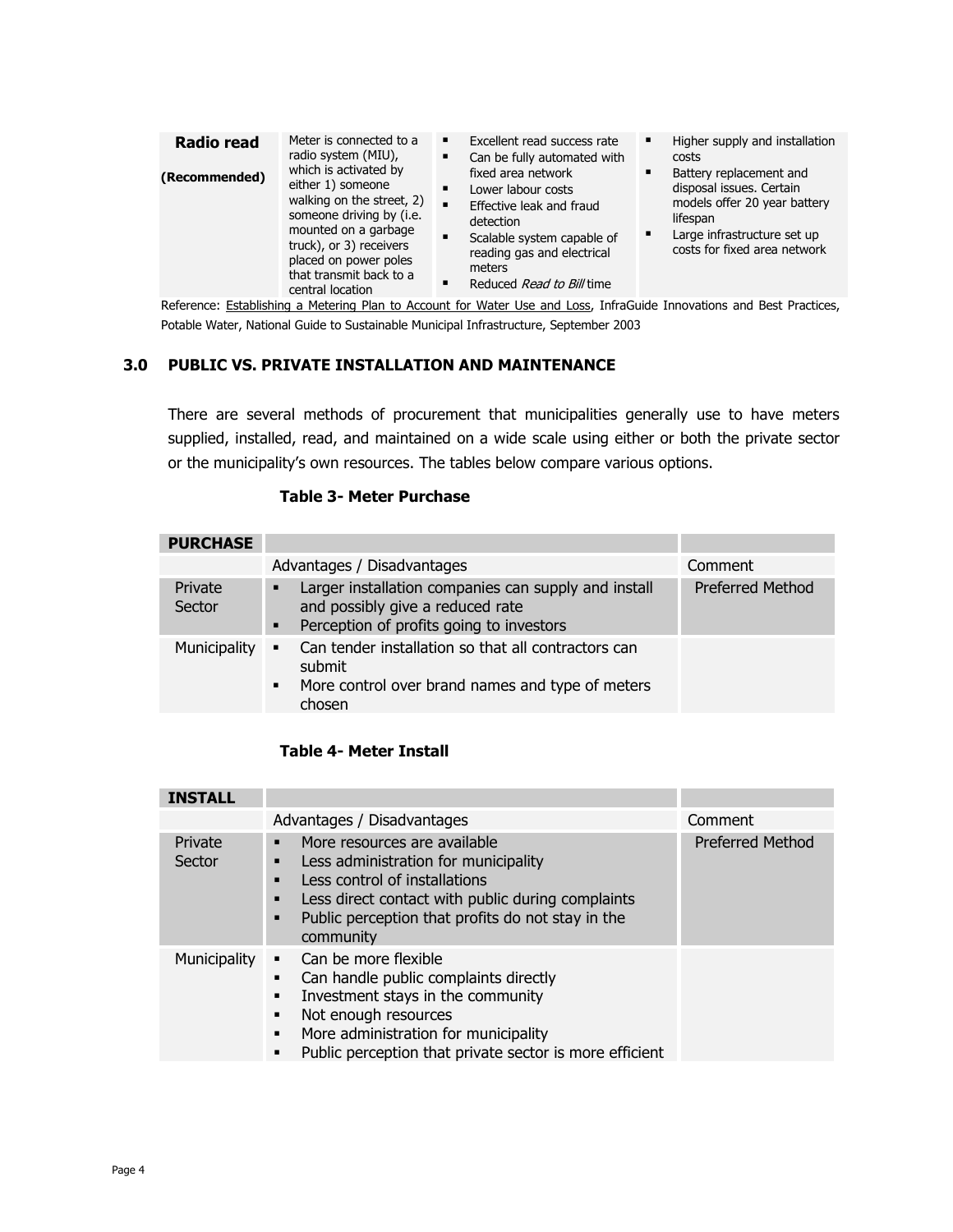| **Radio read** <br><br> **(Recommended)** | Meter is connected to a radio system (MIU), which is activated by either 1) someone walking on the street, 2) someone driving by (i.e. mounted on a garbage truck), or 3) receivers placed on power poles that transmit back to a central location | ▪ Excellent read success rate <br> ▪ Can be fully automated with fixed area network <br> ▪ Lower labour costs <br> ▪ Effective leak and fraud detection <br> ▪ Scalable system capable of reading gas and electrical meters <br> ▪ Reduced *Read to Bill* time | ▪ Higher supply and installation costs <br> ▪ Battery replacement and disposal issues. Certain models offer 20 year battery lifespan <br> ▪ Large infrastructure set up costs for fixed area network |
|---|---|---|---|

Reference: Establishing a Metering Plan to Account for Water Use and Loss, InfraGuide Innovations and Best Practices, Potable Water, National Guide to Sustainable Municipal Infrastructure, September 2003

## 3.0 PUBLIC VS. PRIVATE INSTALLATION AND MAINTENANCE

There are several methods of procurement that municipalities generally use to have meters supplied, installed, read, and maintained on a wide scale using either or both the private sector or the municipality's own resources. The tables below compare various options.

**Table 3- Meter Purchase**

| **PURCHASE** | | |
|---|---|---|
| | Advantages / Disadvantages | Comment |
| Private Sector | ▪ Larger installation companies can supply and install and possibly give a reduced rate <br> ▪ Perception of profits going to investors | Preferred Method |
| Municipality | ▪ Can tender installation so that all contractors can submit <br> ▪ More control over brand names and type of meters chosen | |

**Table 4- Meter Install**

| **INSTALL** | | |
|---|---|---|
| | Advantages / Disadvantages | Comment |
| Private Sector | ▪ More resources are available <br> ▪ Less administration for municipality <br> ▪ Less control of installations <br> ▪ Less direct contact with public during complaints <br> ▪ Public perception that profits do not stay in the community | Preferred Method |
| Municipality | ▪ Can be more flexible <br> ▪ Can handle public complaints directly <br> ▪ Investment stays in the community <br> ▪ Not enough resources <br> ▪ More administration for municipality <br> ▪ Public perception that private sector is more efficient | |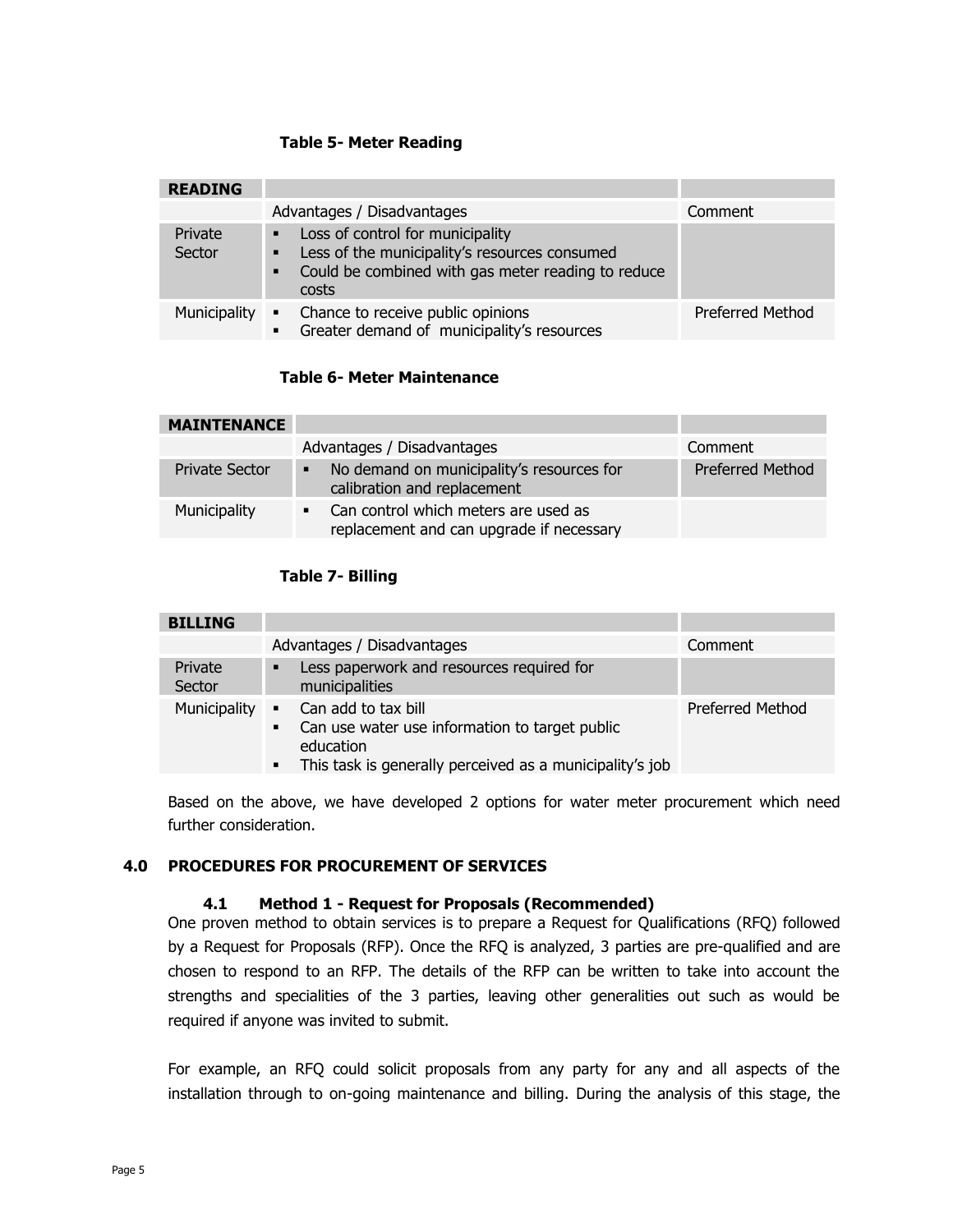**Table 5- Meter Reading**

| READING | | |
|---|---|---|
| | Advantages / Disadvantages | Comment |
| Private Sector | ▪ Loss of control for municipality<br>▪ Less of the municipality's resources consumed<br>▪ Could be combined with gas meter reading to reduce costs | |
| Municipality | ▪ Chance to receive public opinions<br>▪ Greater demand of municipality's resources | Preferred Method |

**Table 6- Meter Maintenance**

| MAINTENANCE | | |
|---|---|---|
| | Advantages / Disadvantages | Comment |
| Private Sector | ▪ No demand on municipality's resources for calibration and replacement | Preferred Method |
| Municipality | ▪ Can control which meters are used as replacement and can upgrade if necessary | |

**Table 7- Billing**

| BILLING | | |
|---|---|---|
| | Advantages / Disadvantages | Comment |
| Private Sector | ▪ Less paperwork and resources required for municipalities | |
| Municipality | ▪ Can add to tax bill<br>▪ Can use water use information to target public education<br>▪ This task is generally perceived as a municipality's job | Preferred Method |

Based on the above, we have developed 2 options for water meter procurement which need further consideration.

## 4.0 PROCEDURES FOR PROCUREMENT OF SERVICES

### 4.1 Method 1 - Request for Proposals (Recommended)

One proven method to obtain services is to prepare a Request for Qualifications (RFQ) followed by a Request for Proposals (RFP). Once the RFQ is analyzed, 3 parties are pre-qualified and are chosen to respond to an RFP. The details of the RFP can be written to take into account the strengths and specialities of the 3 parties, leaving other generalities out such as would be required if anyone was invited to submit.

For example, an RFQ could solicit proposals from any party for any and all aspects of the installation through to on-going maintenance and billing. During the analysis of this stage, the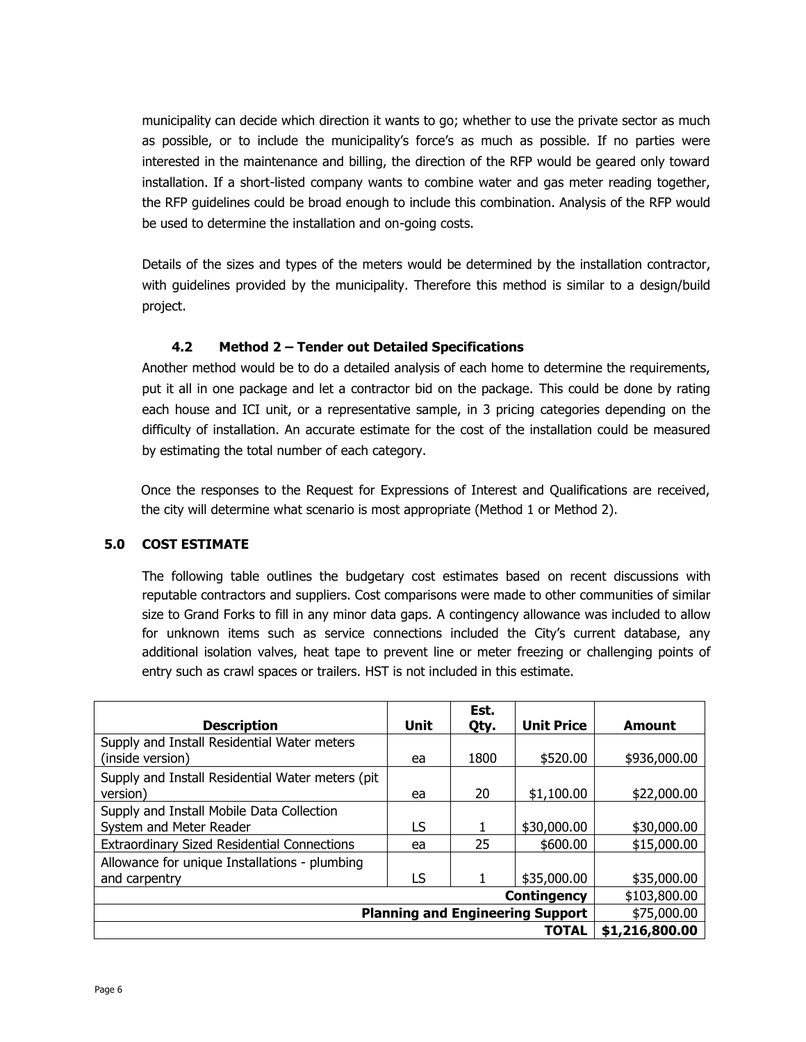municipality can decide which direction it wants to go; whether to use the private sector as much as possible, or to include the municipality's force's as much as possible. If no parties were interested in the maintenance and billing, the direction of the RFP would be geared only toward installation. If a short-listed company wants to combine water and gas meter reading together, the RFP guidelines could be broad enough to include this combination. Analysis of the RFP would be used to determine the installation and on-going costs.

Details of the sizes and types of the meters would be determined by the installation contractor, with guidelines provided by the municipality. Therefore this method is similar to a design/build project.

### 4.2 Method 2 – Tender out Detailed Specifications

Another method would be to do a detailed analysis of each home to determine the requirements, put it all in one package and let a contractor bid on the package. This could be done by rating each house and ICI unit, or a representative sample, in 3 pricing categories depending on the difficulty of installation. An accurate estimate for the cost of the installation could be measured by estimating the total number of each category.

Once the responses to the Request for Expressions of Interest and Qualifications are received, the city will determine what scenario is most appropriate (Method 1 or Method 2).

## 5.0 COST ESTIMATE

The following table outlines the budgetary cost estimates based on recent discussions with reputable contractors and suppliers. Cost comparisons were made to other communities of similar size to Grand Forks to fill in any minor data gaps. A contingency allowance was included to allow for unknown items such as service connections included the City's current database, any additional isolation valves, heat tape to prevent line or meter freezing or challenging points of entry such as crawl spaces or trailers. HST is not included in this estimate.

| Description | Unit | Est. Qty. | Unit Price | Amount |
|---|---|---|---|---|
| Supply and Install Residential Water meters (inside version) | ea | 1800 | $520.00 | $936,000.00 |
| Supply and Install Residential Water meters (pit version) | ea | 20 | $1,100.00 | $22,000.00 |
| Supply and Install Mobile Data Collection System and Meter Reader | LS | 1 | $30,000.00 | $30,000.00 |
| Extraordinary Sized Residential Connections | ea | 25 | $600.00 | $15,000.00 |
| Allowance for unique Installations - plumbing and carpentry | LS | 1 | $35,000.00 | $35,000.00 |
| | | | **Contingency** | $103,800.00 |
| | | | **Planning and Engineering Support** | $75,000.00 |
| | | | **TOTAL** | **$1,216,800.00** |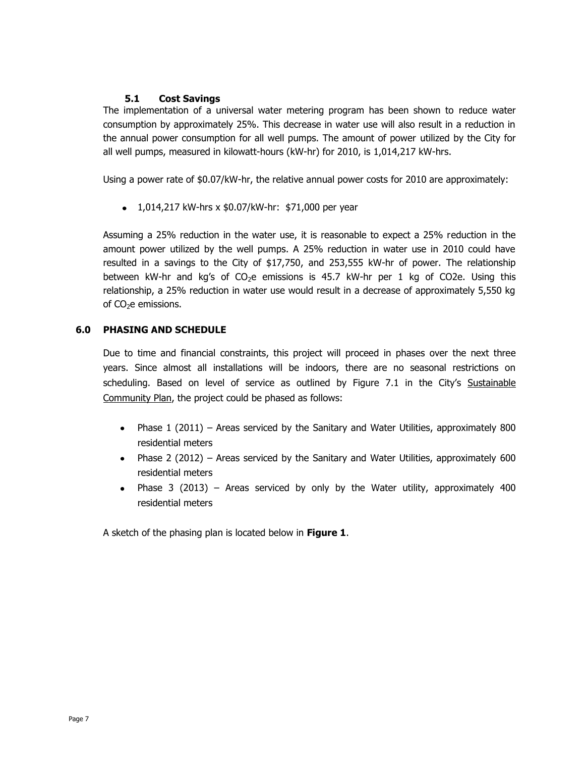### 5.1 Cost Savings

The implementation of a universal water metering program has been shown to reduce water consumption by approximately 25%. This decrease in water use will also result in a reduction in the annual power consumption for all well pumps. The amount of power utilized by the City for all well pumps, measured in kilowatt-hours (kW-hr) for 2010, is 1,014,217 kW-hrs.

Using a power rate of $0.07/kW-hr, the relative annual power costs for 2010 are approximately:

- 1,014,217 kW-hrs x $0.07/kW-hr: $71,000 per year

Assuming a 25% reduction in the water use, it is reasonable to expect a 25% reduction in the amount power utilized by the well pumps. A 25% reduction in water use in 2010 could have resulted in a savings to the City of $17,750, and 253,555 kW-hr of power. The relationship between kW-hr and kg's of $CO_2e$ emissions is 45.7 kW-hr per 1 kg of CO2e. Using this relationship, a 25% reduction in water use would result in a decrease of approximately 5,550 kg of $CO_2e$ emissions.

## 6.0 PHASING AND SCHEDULE

Due to time and financial constraints, this project will proceed in phases over the next three years. Since almost all installations will be indoors, there are no seasonal restrictions on scheduling. Based on level of service as outlined by Figure 7.1 in the City's Sustainable Community Plan, the project could be phased as follows:

- Phase 1 (2011) – Areas serviced by the Sanitary and Water Utilities, approximately 800 residential meters
- Phase 2 (2012) – Areas serviced by the Sanitary and Water Utilities, approximately 600 residential meters
- Phase 3 (2013) – Areas serviced by only by the Water utility, approximately 400 residential meters

A sketch of the phasing plan is located below in **Figure 1**.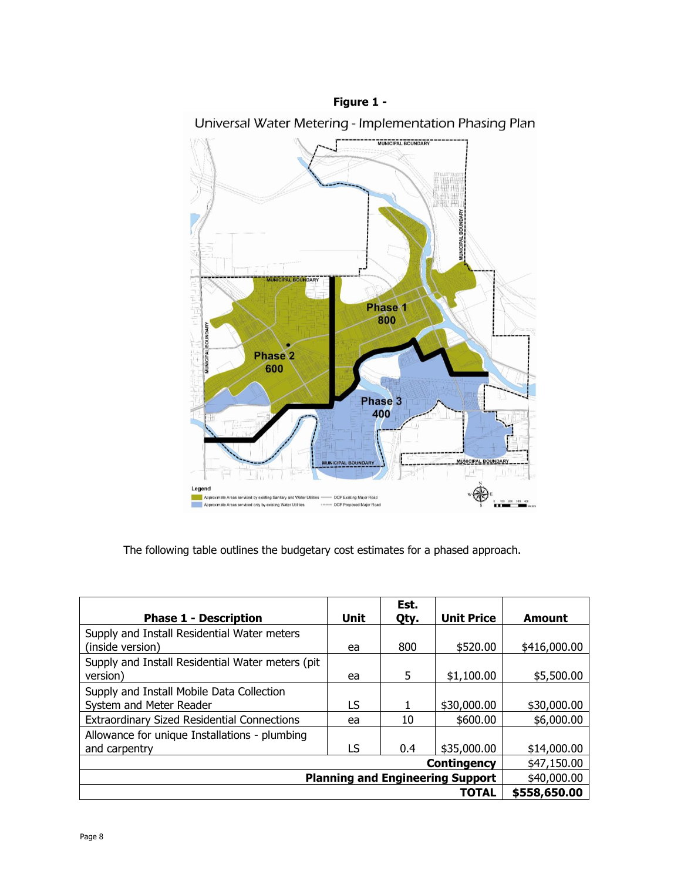**Figure 1 -**

Universal Water Metering - Implementation Phasing Plan

The following table outlines the budgetary cost estimates for a phased approach.

| Phase 1 - Description | Unit | Est. Qty. | Unit Price | Amount |
|---|---|---|---|---|
| Supply and Install Residential Water meters (inside version) | ea | 800 | $520.00 | $416,000.00 |
| Supply and Install Residential Water meters (pit version) | ea | 5 | $1,100.00 | $5,500.00 |
| Supply and Install Mobile Data Collection System and Meter Reader | LS | 1 | $30,000.00 | $30,000.00 |
| Extraordinary Sized Residential Connections | ea | 10 | $600.00 | $6,000.00 |
| Allowance for unique Installations - plumbing and carpentry | LS | 0.4 | $35,000.00 | $14,000.00 |
| | | | **Contingency** | $47,150.00 |
| | | | **Planning and Engineering Support** | $40,000.00 |
| | | | **TOTAL** | **$558,650.00** |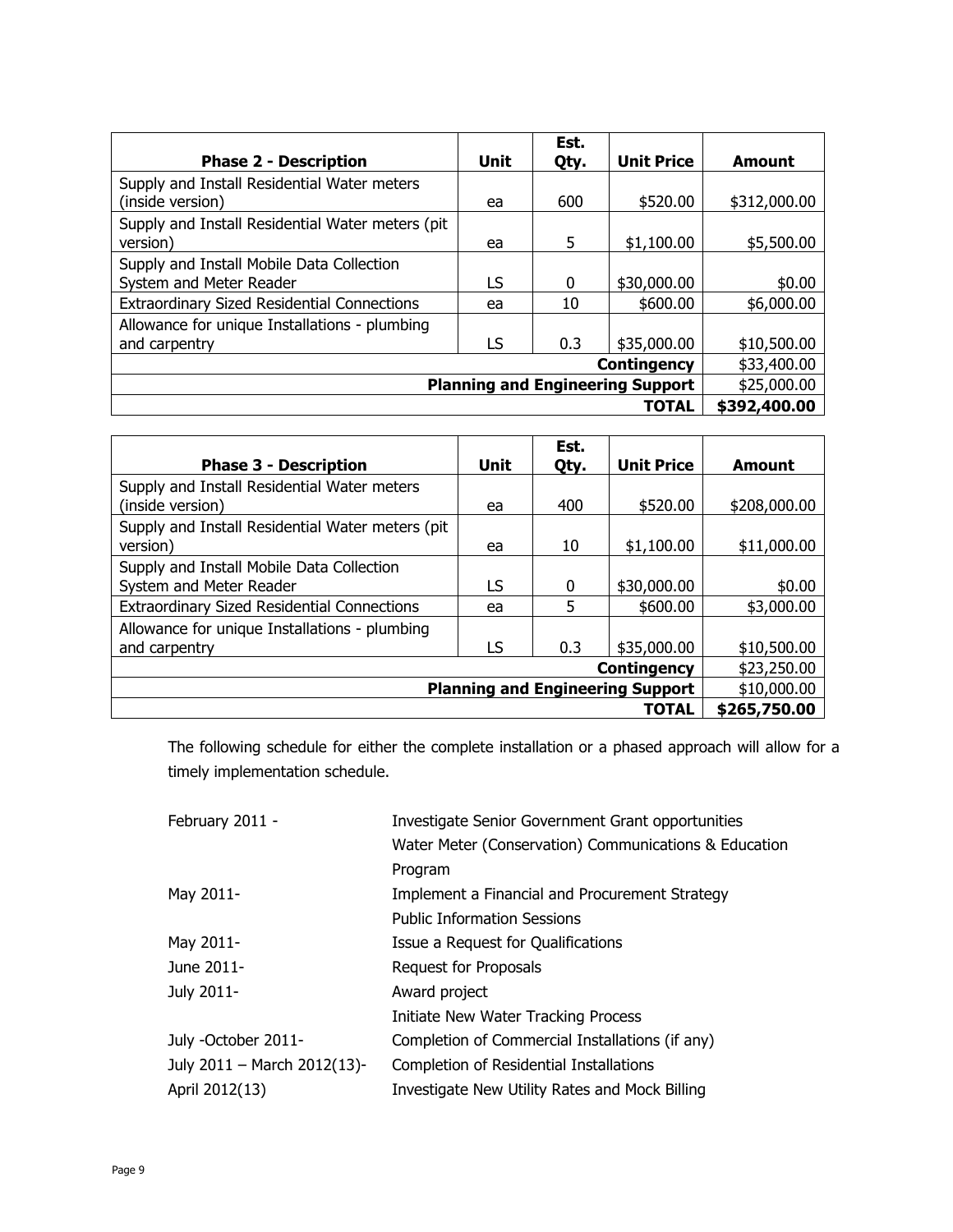| Phase 2 - Description | Unit | Est. Qty. | Unit Price | Amount |
| --- | --- | --- | --- | --- |
| Supply and Install Residential Water meters (inside version) | ea | 600 | $520.00 | $312,000.00 |
| Supply and Install Residential Water meters (pit version) | ea | 5 | $1,100.00 | $5,500.00 |
| Supply and Install Mobile Data Collection System and Meter Reader | LS | 0 | $30,000.00 | $0.00 |
| Extraordinary Sized Residential Connections | ea | 10 | $600.00 | $6,000.00 |
| Allowance for unique Installations - plumbing and carpentry | LS | 0.3 | $35,000.00 | $10,500.00 |
| | | | **Contingency** | $33,400.00 |
| | | | **Planning and Engineering Support** | $25,000.00 |
| | | | **TOTAL** | **$392,400.00** |

| Phase 3 - Description | Unit | Est. Qty. | Unit Price | Amount |
| --- | --- | --- | --- | --- |
| Supply and Install Residential Water meters (inside version) | ea | 400 | $520.00 | $208,000.00 |
| Supply and Install Residential Water meters (pit version) | ea | 10 | $1,100.00 | $11,000.00 |
| Supply and Install Mobile Data Collection System and Meter Reader | LS | 0 | $30,000.00 | $0.00 |
| Extraordinary Sized Residential Connections | ea | 5 | $600.00 | $3,000.00 |
| Allowance for unique Installations - plumbing and carpentry | LS | 0.3 | $35,000.00 | $10,500.00 |
| | | | **Contingency** | $23,250.00 |
| | | | **Planning and Engineering Support** | $10,000.00 |
| | | | **TOTAL** | **$265,750.00** |

The following schedule for either the complete installation or a phased approach will allow for a timely implementation schedule.

| | |
| --- | --- |
| February 2011 - | Investigate Senior Government Grant opportunities |
| | Water Meter (Conservation) Communications & Education Program |
| May 2011- | Implement a Financial and Procurement Strategy |
| | Public Information Sessions |
| May 2011- | Issue a Request for Qualifications |
| June 2011- | Request for Proposals |
| July 2011- | Award project |
| | Initiate New Water Tracking Process |
| July -October 2011- | Completion of Commercial Installations (if any) |
| July 2011 – March 2012(13)- | Completion of Residential Installations |
| April 2012(13) | Investigate New Utility Rates and Mock Billing |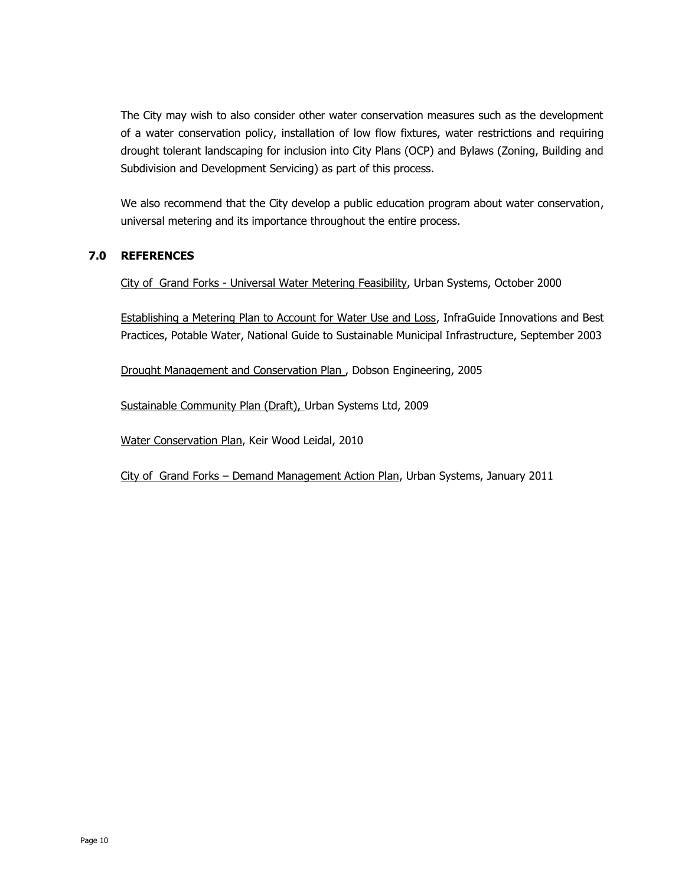The City may wish to also consider other water conservation measures such as the development of a water conservation policy, installation of low flow fixtures, water restrictions and requiring drought tolerant landscaping for inclusion into City Plans (OCP) and Bylaws (Zoning, Building and Subdivision and Development Servicing) as part of this process.

We also recommend that the City develop a public education program about water conservation, universal metering and its importance throughout the entire process.

## 7.0 REFERENCES

City of Grand Forks - Universal Water Metering Feasibility, Urban Systems, October 2000

Establishing a Metering Plan to Account for Water Use and Loss, InfraGuide Innovations and Best Practices, Potable Water, National Guide to Sustainable Municipal Infrastructure, September 2003

Drought Management and Conservation Plan , Dobson Engineering, 2005

Sustainable Community Plan (Draft), Urban Systems Ltd, 2009

Water Conservation Plan, Keir Wood Leidal, 2010

City of Grand Forks – Demand Management Action Plan, Urban Systems, January 2011